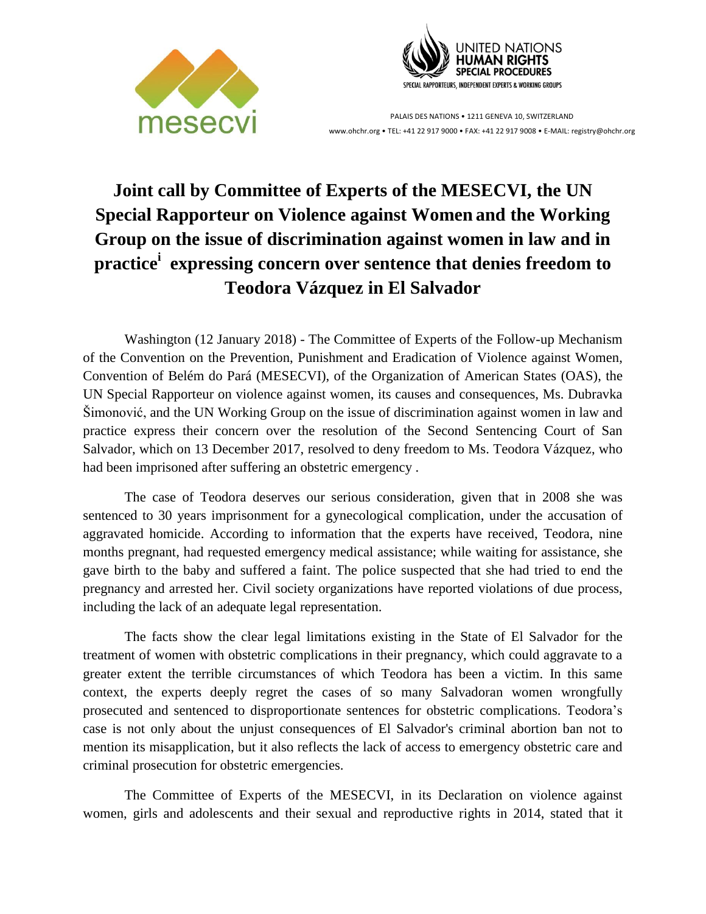mesecvi

UNITED NATIONS
HUMAN RIGHTS
SPECIAL PROCEDURES
SPECIAL RAPPORTEURS, INDEPENDENT EXPERTS & WORKING GROUPS

PALAIS DES NATIONS • 1211 GENEVA 10, SWITZERLAND
www.ohchr.org • TEL: +41 22 917 9000 • FAX: +41 22 917 9008 • E-MAIL: registry@ohchr.org

# Joint call by Committee of Experts of the MESECVI, the UN Special Rapporteur on Violence against Women and the Working Group on the issue of discrimination against women in law and in practice[i] expressing concern over sentence that denies freedom to Teodora Vázquez in El Salvador

Washington (12 January 2018) - The Committee of Experts of the Follow-up Mechanism of the Convention on the Prevention, Punishment and Eradication of Violence against Women, Convention of Belém do Pará (MESECVI), of the Organization of American States (OAS), the UN Special Rapporteur on violence against women, its causes and consequences, Ms. Dubravka Šimonović, and the UN Working Group on the issue of discrimination against women in law and practice express their concern over the resolution of the Second Sentencing Court of San Salvador, which on 13 December 2017, resolved to deny freedom to Ms. Teodora Vázquez, who had been imprisoned after suffering an obstetric emergency .

The case of Teodora deserves our serious consideration, given that in 2008 she was sentenced to 30 years imprisonment for a gynecological complication, under the accusation of aggravated homicide. According to information that the experts have received, Teodora, nine months pregnant, had requested emergency medical assistance; while waiting for assistance, she gave birth to the baby and suffered a faint. The police suspected that she had tried to end the pregnancy and arrested her. Civil society organizations have reported violations of due process, including the lack of an adequate legal representation.

The facts show the clear legal limitations existing in the State of El Salvador for the treatment of women with obstetric complications in their pregnancy, which could aggravate to a greater extent the terrible circumstances of which Teodora has been a victim. In this same context, the experts deeply regret the cases of so many Salvadoran women wrongfully prosecuted and sentenced to disproportionate sentences for obstetric complications. Teodora's case is not only about the unjust consequences of El Salvador's criminal abortion ban not to mention its misapplication, but it also reflects the lack of access to emergency obstetric care and criminal prosecution for obstetric emergencies.

The Committee of Experts of the MESECVI, in its Declaration on violence against women, girls and adolescents and their sexual and reproductive rights in 2014, stated that it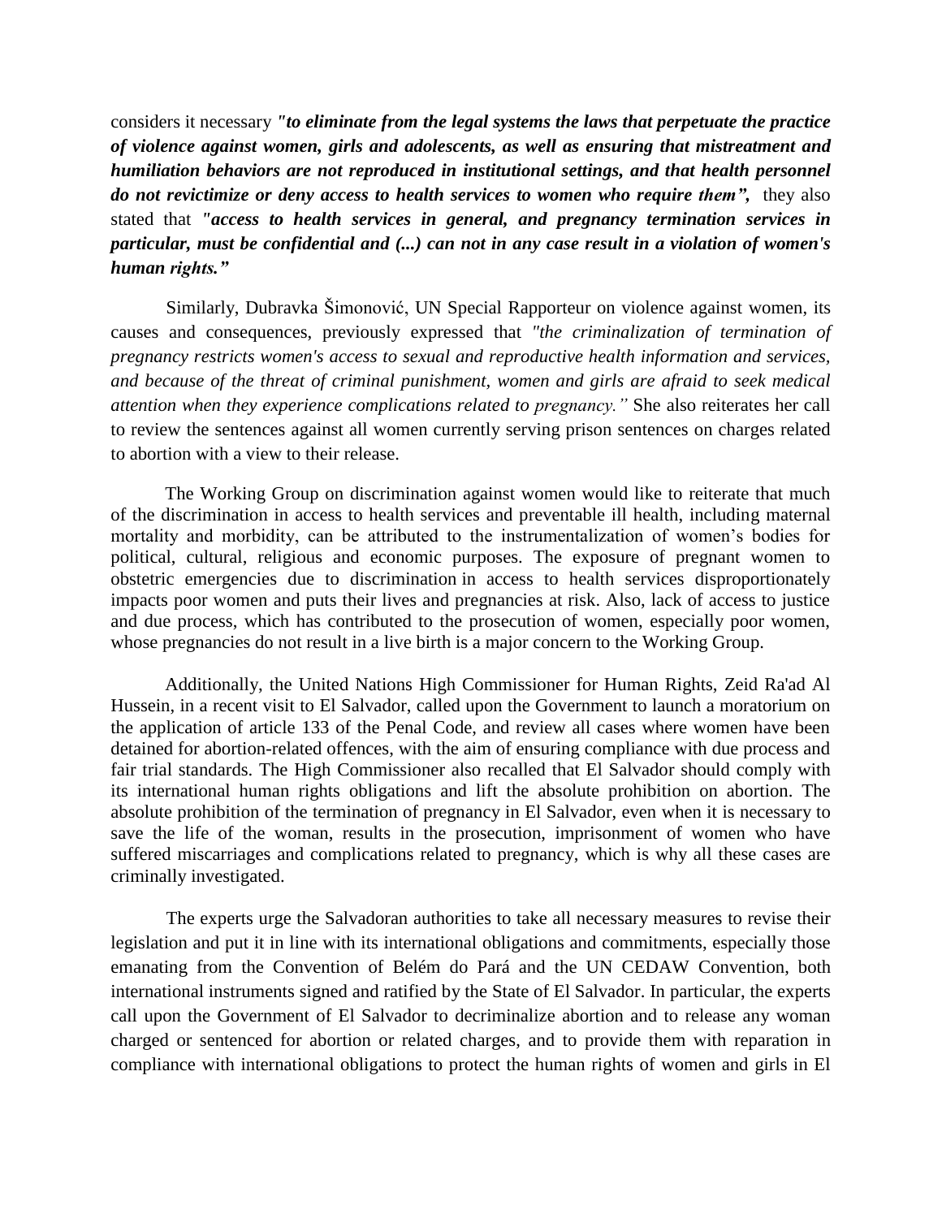considers it necessary ***"to eliminate from the legal systems the laws that perpetuate the practice of violence against women, girls and adolescents, as well as ensuring that mistreatment and humiliation behaviors are not reproduced in institutional settings, and that health personnel do not revictimize or deny access to health services to women who require them",*** they also stated that ***"access to health services in general, and pregnancy termination services in particular, must be confidential and (...) can not in any case result in a violation of women's human rights."***

Similarly, Dubravka Šimonović, UN Special Rapporteur on violence against women, its causes and consequences, previously expressed that *"the criminalization of termination of pregnancy restricts women's access to sexual and reproductive health information and services, and because of the threat of criminal punishment, women and girls are afraid to seek medical attention when they experience complications related to pregnancy."* She also reiterates her call to review the sentences against all women currently serving prison sentences on charges related to abortion with a view to their release.

The Working Group on discrimination against women would like to reiterate that much of the discrimination in access to health services and preventable ill health, including maternal mortality and morbidity, can be attributed to the instrumentalization of women's bodies for political, cultural, religious and economic purposes. The exposure of pregnant women to obstetric emergencies due to discrimination in access to health services disproportionately impacts poor women and puts their lives and pregnancies at risk. Also, lack of access to justice and due process, which has contributed to the prosecution of women, especially poor women, whose pregnancies do not result in a live birth is a major concern to the Working Group.

Additionally, the United Nations High Commissioner for Human Rights, Zeid Ra'ad Al Hussein, in a recent visit to El Salvador, called upon the Government to launch a moratorium on the application of article 133 of the Penal Code, and review all cases where women have been detained for abortion-related offences, with the aim of ensuring compliance with due process and fair trial standards. The High Commissioner also recalled that El Salvador should comply with its international human rights obligations and lift the absolute prohibition on abortion. The absolute prohibition of the termination of pregnancy in El Salvador, even when it is necessary to save the life of the woman, results in the prosecution, imprisonment of women who have suffered miscarriages and complications related to pregnancy, which is why all these cases are criminally investigated.

The experts urge the Salvadoran authorities to take all necessary measures to revise their legislation and put it in line with its international obligations and commitments, especially those emanating from the Convention of Belém do Pará and the UN CEDAW Convention, both international instruments signed and ratified by the State of El Salvador. In particular, the experts call upon the Government of El Salvador to decriminalize abortion and to release any woman charged or sentenced for abortion or related charges, and to provide them with reparation in compliance with international obligations to protect the human rights of women and girls in El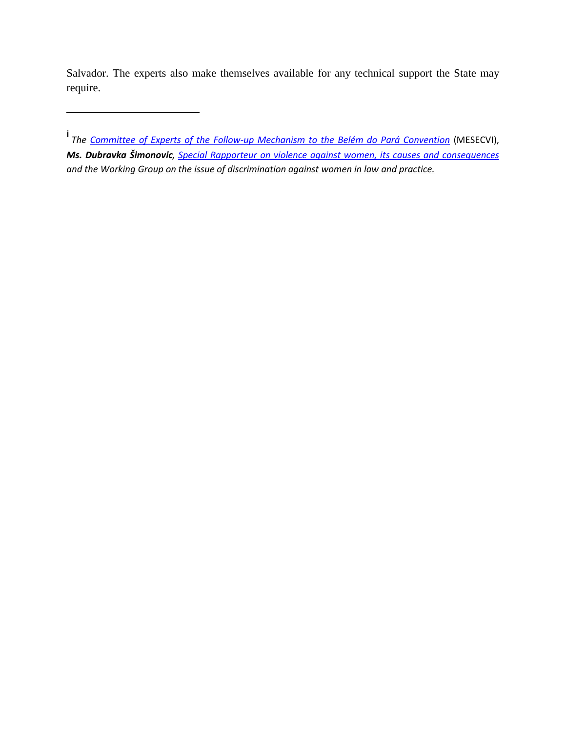Salvador. The experts also make themselves available for any technical support the State may require.

---

[i] *The Committee of Experts of the Follow-up Mechanism to the Belém do Pará Convention* (MESECVI), ***Ms. Dubravka Šimonovic****, Special Rapporteur on violence against women, its causes and consequences and the Working Group on the issue of discrimination against women in law and practice.*